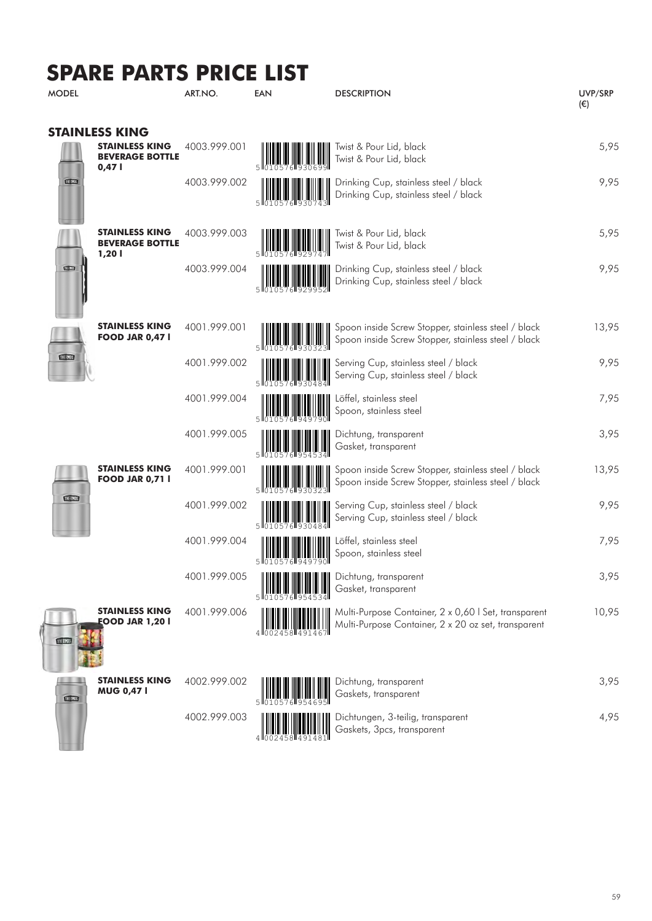# SPARE PARTS PRICE LIST

## STAINLESS KING

| MODEL | ART.NO. | EAN | DESCRIPTION | UVP/SRP (€) |
|---|---|---|---|---|
| **STAINLESS KING BEVERAGE BOTTLE 0,47 l** | 4003.999.001 | 5010576930699 | Twist & Pour Lid, black<br>Twist & Pour Lid, black | 5,95 |
| | 4003.999.002 | 5010576930743 | Drinking Cup, stainless steel / black<br>Drinking Cup, stainless steel / black | 9,95 |
| **STAINLESS KING BEVERAGE BOTTLE 1,20 l** | 4003.999.003 | 5010576929747 | Twist & Pour Lid, black<br>Twist & Pour Lid, black | 5,95 |
| | 4003.999.004 | 5010576929952 | Drinking Cup, stainless steel / black<br>Drinking Cup, stainless steel / black | 9,95 |
| **STAINLESS KING FOOD JAR 0,47 l** | 4001.999.001 | 5010576930323 | Spoon inside Screw Stopper, stainless steel / black<br>Spoon inside Screw Stopper, stainless steel / black | 13,95 |
| | 4001.999.002 | 5010576930484 | Serving Cup, stainless steel / black<br>Serving Cup, stainless steel / black | 9,95 |
| | 4001.999.004 | 5010576949790 | Löffel, stainless steel<br>Spoon, stainless steel | 7,95 |
| | 4001.999.005 | 5010576954534 | Dichtung, transparent<br>Gasket, transparent | 3,95 |
| **STAINLESS KING FOOD JAR 0,71 l** | 4001.999.001 | 5010576930323 | Spoon inside Screw Stopper, stainless steel / black<br>Spoon inside Screw Stopper, stainless steel / black | 13,95 |
| | 4001.999.002 | 5010576930484 | Serving Cup, stainless steel / black<br>Serving Cup, stainless steel / black | 9,95 |
| | 4001.999.004 | 5010576949790 | Löffel, stainless steel<br>Spoon, stainless steel | 7,95 |
| | 4001.999.005 | 5010576954534 | Dichtung, transparent<br>Gasket, transparent | 3,95 |
| **STAINLESS KING FOOD JAR 1,20 l** | 4001.999.006 | 4002458491467 | Multi-Purpose Container, 2 x 0,60 l Set, transparent<br>Multi-Purpose Container, 2 x 20 oz set, transparent | 10,95 |
| **STAINLESS KING MUG 0,47 l** | 4002.999.002 | 5010576954695 | Dichtung, transparent<br>Gaskets, transparent | 3,95 |
| | 4002.999.003 | 4002458491481 | Dichtungen, 3-teilig, transparent<br>Gaskets, 3pcs, transparent | 4,95 |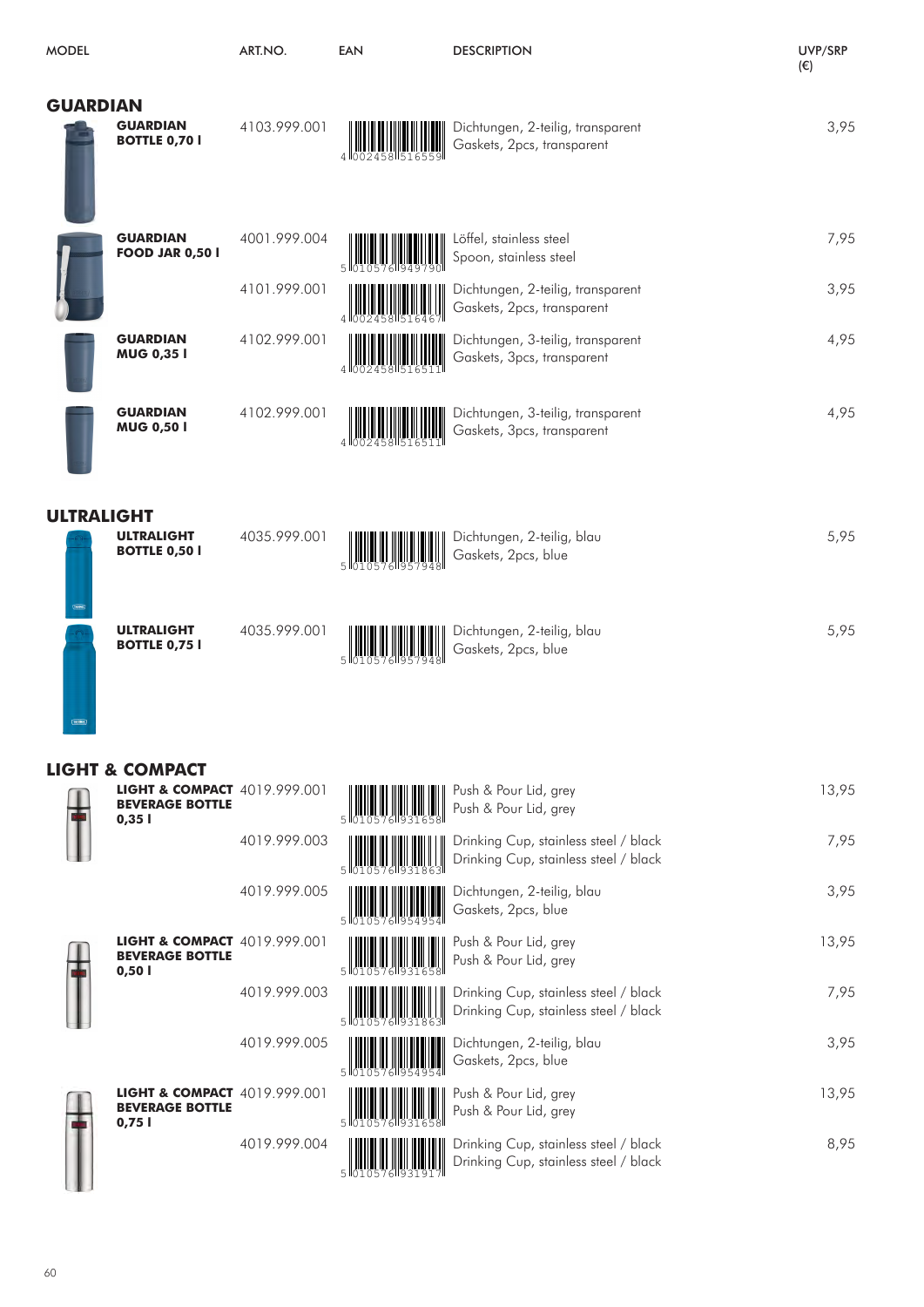| MODEL | ART.NO. | EAN | DESCRIPTION | UVP/SRP (€) |
|---|---|---|---|---|
| **GUARDIAN** | | | | |
| **GUARDIAN BOTTLE 0,70 l** | 4103.999.001 | 4002458516559 | Dichtungen, 2-teilig, transparent<br>Gaskets, 2pcs, transparent | 3,95 |
| **GUARDIAN FOOD JAR 0,50 l** | 4001.999.004 | 5010576949790 | Löffel, stainless steel<br>Spoon, stainless steel | 7,95 |
| | 4101.999.001 | 4002458516467 | Dichtungen, 2-teilig, transparent<br>Gaskets, 2pcs, transparent | 3,95 |
| **GUARDIAN MUG 0,35 l** | 4102.999.001 | 4002458516511 | Dichtungen, 3-teilig, transparent<br>Gaskets, 3pcs, transparent | 4,95 |
| **GUARDIAN MUG 0,50 l** | 4102.999.001 | 4002458516511 | Dichtungen, 3-teilig, transparent<br>Gaskets, 3pcs, transparent | 4,95 |
| **ULTRALIGHT** | | | | |
| **ULTRALIGHT BOTTLE 0,50 l** | 4035.999.001 | 5010576957948 | Dichtungen, 2-teilig, blau<br>Gaskets, 2pcs, blue | 5,95 |
| **ULTRALIGHT BOTTLE 0,75 l** | 4035.999.001 | 5010576957948 | Dichtungen, 2-teilig, blau<br>Gaskets, 2pcs, blue | 5,95 |
| **LIGHT & COMPACT** | | | | |
| **LIGHT & COMPACT BEVERAGE BOTTLE 0,35 l** | 4019.999.001 | 5010576931658 | Push & Pour Lid, grey<br>Push & Pour Lid, grey | 13,95 |
| | 4019.999.003 | 5010576931863 | Drinking Cup, stainless steel / black<br>Drinking Cup, stainless steel / black | 7,95 |
| | 4019.999.005 | 5010576954954 | Dichtungen, 2-teilig, blau<br>Gaskets, 2pcs, blue | 3,95 |
| **LIGHT & COMPACT BEVERAGE BOTTLE 0,50 l** | 4019.999.001 | 5010576931658 | Push & Pour Lid, grey<br>Push & Pour Lid, grey | 13,95 |
| | 4019.999.003 | 5010576931863 | Drinking Cup, stainless steel / black<br>Drinking Cup, stainless steel / black | 7,95 |
| | 4019.999.005 | 5010576954954 | Dichtungen, 2-teilig, blau<br>Gaskets, 2pcs, blue | 3,95 |
| **LIGHT & COMPACT BEVERAGE BOTTLE 0,75 l** | 4019.999.001 | 5010576931658 | Push & Pour Lid, grey<br>Push & Pour Lid, grey | 13,95 |
| | 4019.999.004 | 5010576931917 | Drinking Cup, stainless steel / black<br>Drinking Cup, stainless steel / black | 8,95 |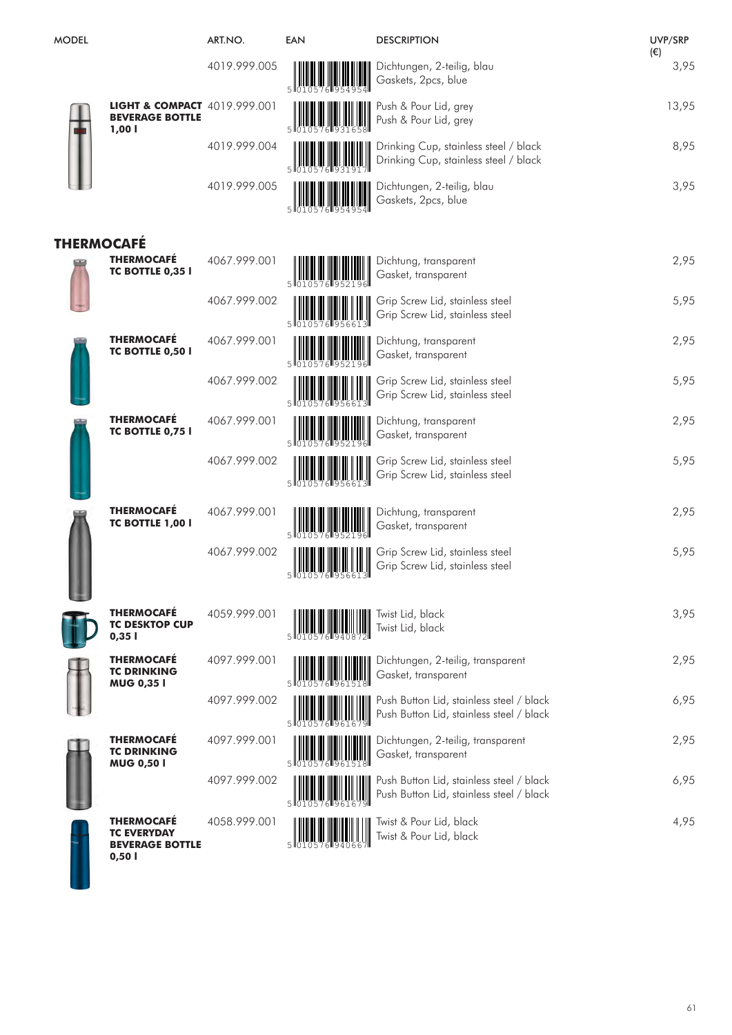| MODEL | | ART.NO. | EAN | DESCRIPTION | UVP/SRP (€) |
|---|---|---|---|---|---|
| | | 4019.999.005 | 5 010576 954954 | Dichtungen, 2-teilig, blau<br>Gaskets, 2pcs, blue | 3,95 |
| | **LIGHT & COMPACT BEVERAGE BOTTLE 1,00 l** | 4019.999.001 | 5 010576 931658 | Push & Pour Lid, grey<br>Push & Pour Lid, grey | 13,95 |
| | | 4019.999.004 | 5 010576 931917 | Drinking Cup, stainless steel / black<br>Drinking Cup, stainless steel / black | 8,95 |
| | | 4019.999.005 | 5 010576 954954 | Dichtungen, 2-teilig, blau<br>Gaskets, 2pcs, blue | 3,95 |

## THERMOCAFÉ

| MODEL | | ART.NO. | EAN | DESCRIPTION | UVP/SRP (€) |
|---|---|---|---|---|---|
| | **THERMOCAFÉ TC BOTTLE 0,35 l** | 4067.999.001 | 5 010576 952196 | Dichtung, transparent<br>Gasket, transparent | 2,95 |
| | | 4067.999.002 | 5 010576 956613 | Grip Screw Lid, stainless steel<br>Grip Screw Lid, stainless steel | 5,95 |
| | **THERMOCAFÉ TC BOTTLE 0,50 l** | 4067.999.001 | 5 010576 952196 | Dichtung, transparent<br>Gasket, transparent | 2,95 |
| | | 4067.999.002 | 5 010576 956613 | Grip Screw Lid, stainless steel<br>Grip Screw Lid, stainless steel | 5,95 |
| | **THERMOCAFÉ TC BOTTLE 0,75 l** | 4067.999.001 | 5 010576 952196 | Dichtung, transparent<br>Gasket, transparent | 2,95 |
| | | 4067.999.002 | 5 010576 956613 | Grip Screw Lid, stainless steel<br>Grip Screw Lid, stainless steel | 5,95 |
| | **THERMOCAFÉ TC BOTTLE 1,00 l** | 4067.999.001 | 5 010576 952196 | Dichtung, transparent<br>Gasket, transparent | 2,95 |
| | | 4067.999.002 | 5 010576 956613 | Grip Screw Lid, stainless steel<br>Grip Screw Lid, stainless steel | 5,95 |
| | **THERMOCAFÉ TC DESKTOP CUP 0,35 l** | 4059.999.001 | 5 010576 940872 | Twist Lid, black<br>Twist Lid, black | 3,95 |
| | **THERMOCAFÉ TC DRINKING MUG 0,35 l** | 4097.999.001 | 5 010576 961518 | Dichtungen, 2-teilig, transparent<br>Gasket, transparent | 2,95 |
| | | 4097.999.002 | 5 010576 961679 | Push Button Lid, stainless steel / black<br>Push Button Lid, stainless steel / black | 6,95 |
| | **THERMOCAFÉ TC DRINKING MUG 0,50 l** | 4097.999.001 | 5 010576 961518 | Dichtungen, 2-teilig, transparent<br>Gasket, transparent | 2,95 |
| | | 4097.999.002 | 5 010576 961679 | Push Button Lid, stainless steel / black<br>Push Button Lid, stainless steel / black | 6,95 |
| | **THERMOCAFÉ TC EVERYDAY BEVERAGE BOTTLE 0,50 l** | 4058.999.001 | 5 010576 940667 | Twist & Pour Lid, black<br>Twist & Pour Lid, black | 4,95 |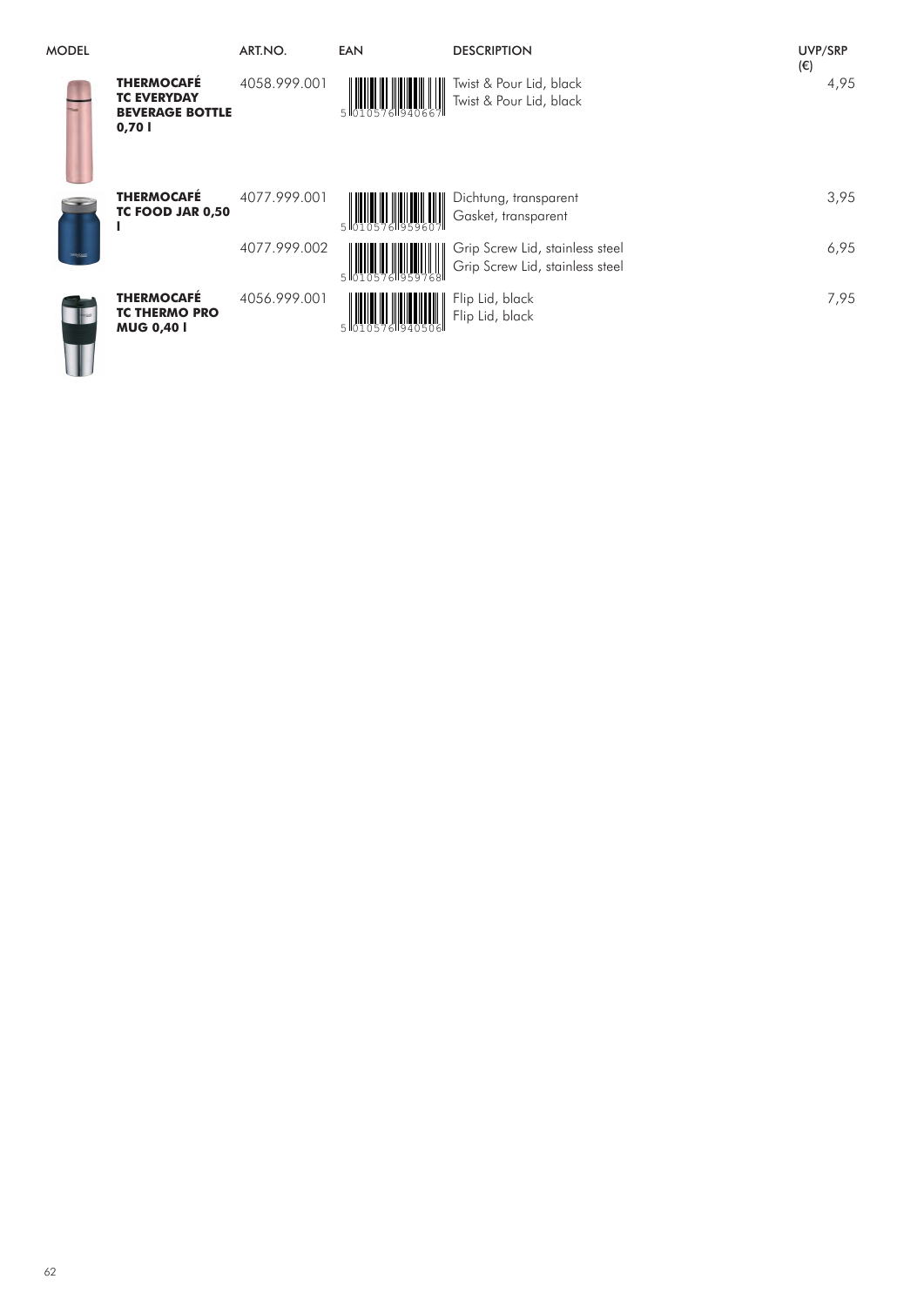| MODEL | | ART.NO. | EAN | DESCRIPTION | UVP/SRP (€) |
|---|---|---|---|---|---|
| | **THERMOCAFÉ TC EVERYDAY BEVERAGE BOTTLE 0,70 l** | 4058.999.001 | 5 010576 940667 | Twist & Pour Lid, black<br>Twist & Pour Lid, black | 4,95 |
| | **THERMOCAFÉ TC FOOD JAR 0,50 l** | 4077.999.001 | 5 010576 959607 | Dichtung, transparent<br>Gasket, transparent | 3,95 |
| | | 4077.999.002 | 5 010576 959768 | Grip Screw Lid, stainless steel<br>Grip Screw Lid, stainless steel | 6,95 |
| | **THERMOCAFÉ TC THERMO PRO MUG 0,40 l** | 4056.999.001 | 5 010576 940506 | Flip Lid, black<br>Flip Lid, black | 7,95 |